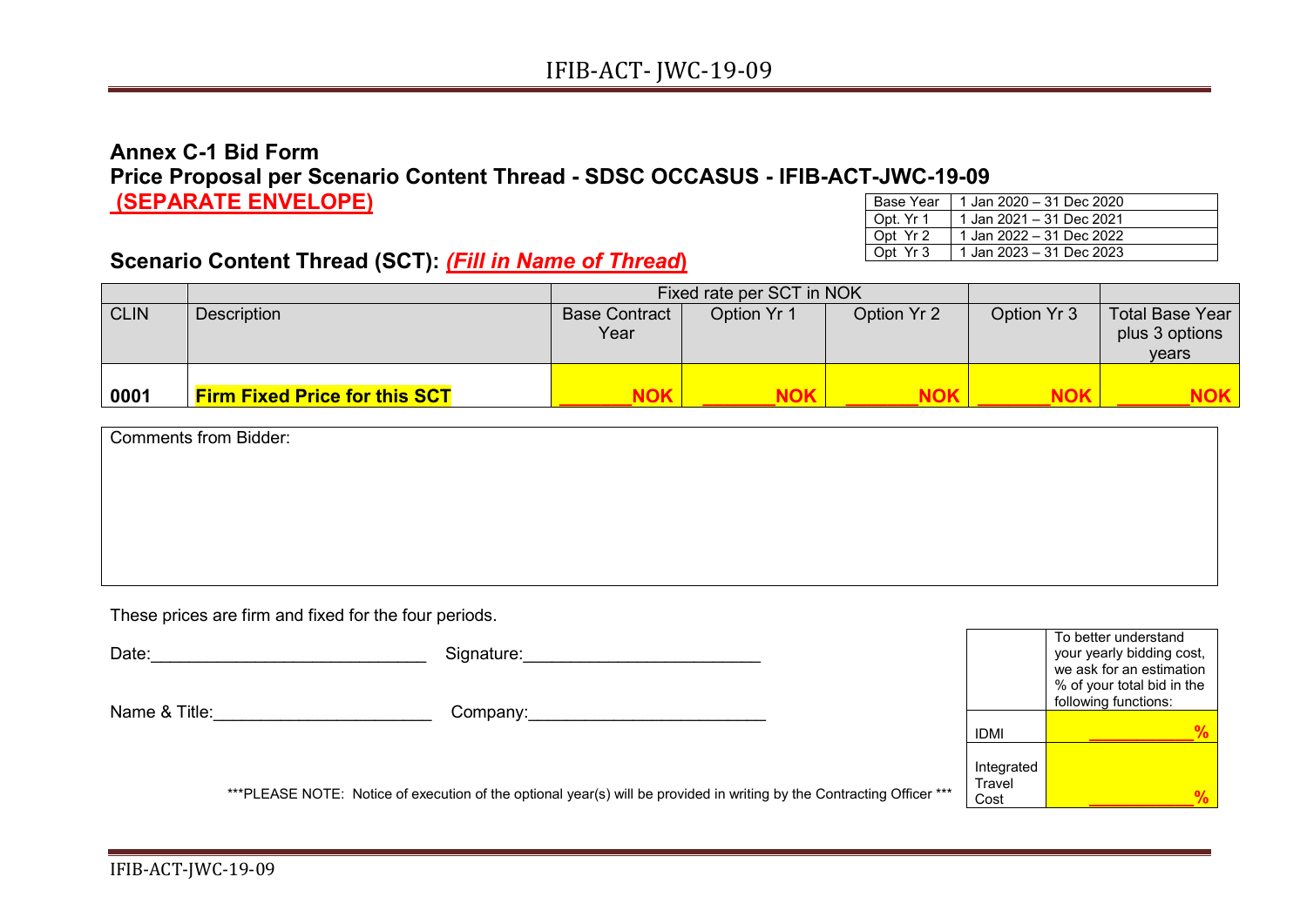## Annex C-1 Bid Form
## Price Proposal per Scenario Content Thread - SDSC OCCASUS - IFIB-ACT-JWC-19-09
**(SEPARATE ENVELOPE)**

| | |
|---|---|
| Base Year | 1 Jan 2020 – 31 Dec 2020 |
| Opt. Yr 1 | 1 Jan 2021 – 31 Dec 2021 |
| Opt Yr 2 | 1 Jan 2022 – 31 Dec 2022 |
| Opt Yr 3 | 1 Jan 2023 – 31 Dec 2023 |

### Scenario Content Thread (SCT): *(Fill in Name of Thread)*

| | | Fixed rate per SCT in NOK | | | | |
|---|---|---|---|---|---|---|
| CLIN | Description | Base Contract Year | Option Yr 1 | Option Yr 2 | Option Yr 3 | Total Base Year plus 3 options years |
| **0001** | **Firm Fixed Price for this SCT** | _______NOK | _______NOK | _______NOK | _______NOK | _______NOK |

Comments from Bidder:

These prices are firm and fixed for the four periods.

Date:_____________________________ Signature:_________________________

Name & Title:______________________ Company:_________________________

| | To better understand your yearly bidding cost, we ask for an estimation % of your total bid in the following functions: |
|---|---|
| IDMI | ___________% |
| Integrated Travel Cost | ___________% |

***PLEASE NOTE: Notice of execution of the optional year(s) will be provided in writing by the Contracting Officer ***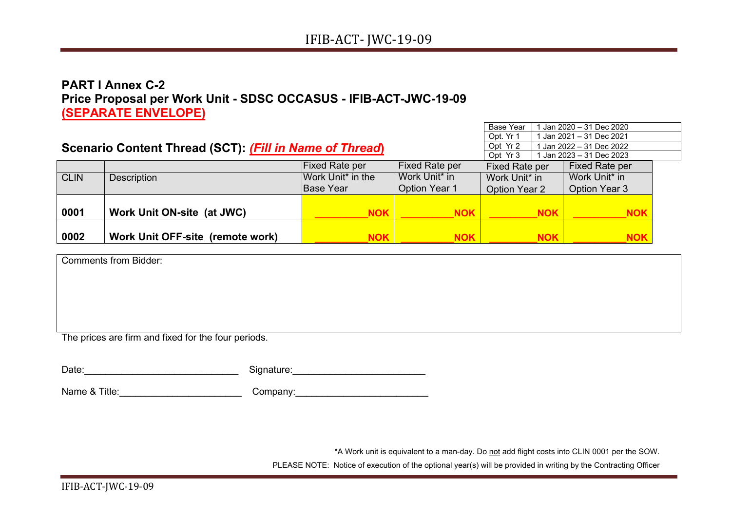**PART I Annex C-2**
**Price Proposal per Work Unit - SDSC OCCASUS - IFIB-ACT-JWC-19-09**
**(SEPARATE ENVELOPE)**

| | |
|---|---|
| Base Year | 1 Jan 2020 – 31 Dec 2020 |
| Opt. Yr 1 | 1 Jan 2021 – 31 Dec 2021 |
| Opt Yr 2 | 1 Jan 2022 – 31 Dec 2022 |
| Opt Yr 3 | 1 Jan 2023 – 31 Dec 2023 |

**Scenario Content Thread (SCT): *(Fill in Name of Thread)***

| CLIN | Description | Fixed Rate per Work Unit* in the Base Year | Fixed Rate per Work Unit* in Option Year 1 | Fixed Rate per Work Unit* in Option Year 2 | Fixed Rate per Work Unit* in Option Year 3 |
|---|---|---|---|---|---|
| **0001** | **Work Unit ON-site (at JWC)** | ________**NOK** | ________**NOK** | ________**NOK** | ________**NOK** |
| **0002** | **Work Unit OFF-site (remote work)** | ________**NOK** | ________**NOK** | ________**NOK** | ________**NOK** |

Comments from Bidder:

The prices are firm and fixed for the four periods.

Date:____________________________ Signature:________________________

Name & Title:______________________ Company:________________________

*A Work unit is equivalent to a man-day. Do not add flight costs into CLIN 0001 per the SOW.

PLEASE NOTE: Notice of execution of the optional year(s) will be provided in writing by the Contracting Officer